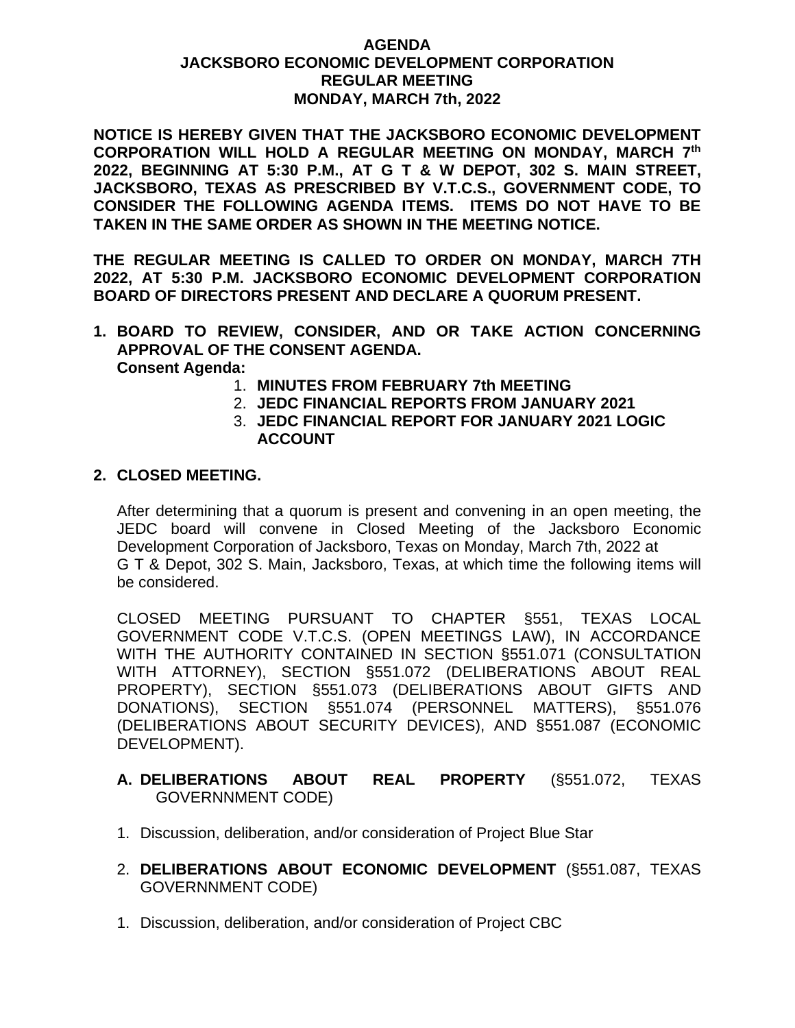**AGENDA**
**JACKSBORO ECONOMIC DEVELOPMENT CORPORATION**
**REGULAR MEETING**
**MONDAY, MARCH 7th, 2022**

**NOTICE IS HEREBY GIVEN THAT THE JACKSBORO ECONOMIC DEVELOPMENT CORPORATION WILL HOLD A REGULAR MEETING ON MONDAY, MARCH 7th 2022, BEGINNING AT 5:30 P.M., AT G T & W DEPOT, 302 S. MAIN STREET, JACKSBORO, TEXAS AS PRESCRIBED BY V.T.C.S., GOVERNMENT CODE, TO CONSIDER THE FOLLOWING AGENDA ITEMS. ITEMS DO NOT HAVE TO BE TAKEN IN THE SAME ORDER AS SHOWN IN THE MEETING NOTICE.**

**THE REGULAR MEETING IS CALLED TO ORDER ON MONDAY, MARCH 7TH 2022, AT 5:30 P.M. JACKSBORO ECONOMIC DEVELOPMENT CORPORATION BOARD OF DIRECTORS PRESENT AND DECLARE A QUORUM PRESENT.**

1. **BOARD TO REVIEW, CONSIDER, AND OR TAKE ACTION CONCERNING APPROVAL OF THE CONSENT AGENDA.**
   **Consent Agenda:**
   1. **MINUTES FROM FEBRUARY 7th MEETING**
   2. **JEDC FINANCIAL REPORTS FROM JANUARY 2021**
   3. **JEDC FINANCIAL REPORT FOR JANUARY 2021 LOGIC ACCOUNT**

2. **CLOSED MEETING.**

   After determining that a quorum is present and convening in an open meeting, the JEDC board will convene in Closed Meeting of the Jacksboro Economic Development Corporation of Jacksboro, Texas on Monday, March 7th, 2022 at G T & Depot, 302 S. Main, Jacksboro, Texas, at which time the following items will be considered.

   CLOSED MEETING PURSUANT TO CHAPTER §551, TEXAS LOCAL GOVERNMENT CODE V.T.C.S. (OPEN MEETINGS LAW), IN ACCORDANCE WITH THE AUTHORITY CONTAINED IN SECTION §551.071 (CONSULTATION WITH ATTORNEY), SECTION §551.072 (DELIBERATIONS ABOUT REAL PROPERTY), SECTION §551.073 (DELIBERATIONS ABOUT GIFTS AND DONATIONS), SECTION §551.074 (PERSONNEL MATTERS), §551.076 (DELIBERATIONS ABOUT SECURITY DEVICES), AND §551.087 (ECONOMIC DEVELOPMENT).

   A. **DELIBERATIONS ABOUT REAL PROPERTY** (§551.072, TEXAS GOVERNNMENT CODE)

   1. Discussion, deliberation, and/or consideration of Project Blue Star

   2. **DELIBERATIONS ABOUT ECONOMIC DEVELOPMENT** (§551.087, TEXAS GOVERNNMENT CODE)

   1. Discussion, deliberation, and/or consideration of Project CBC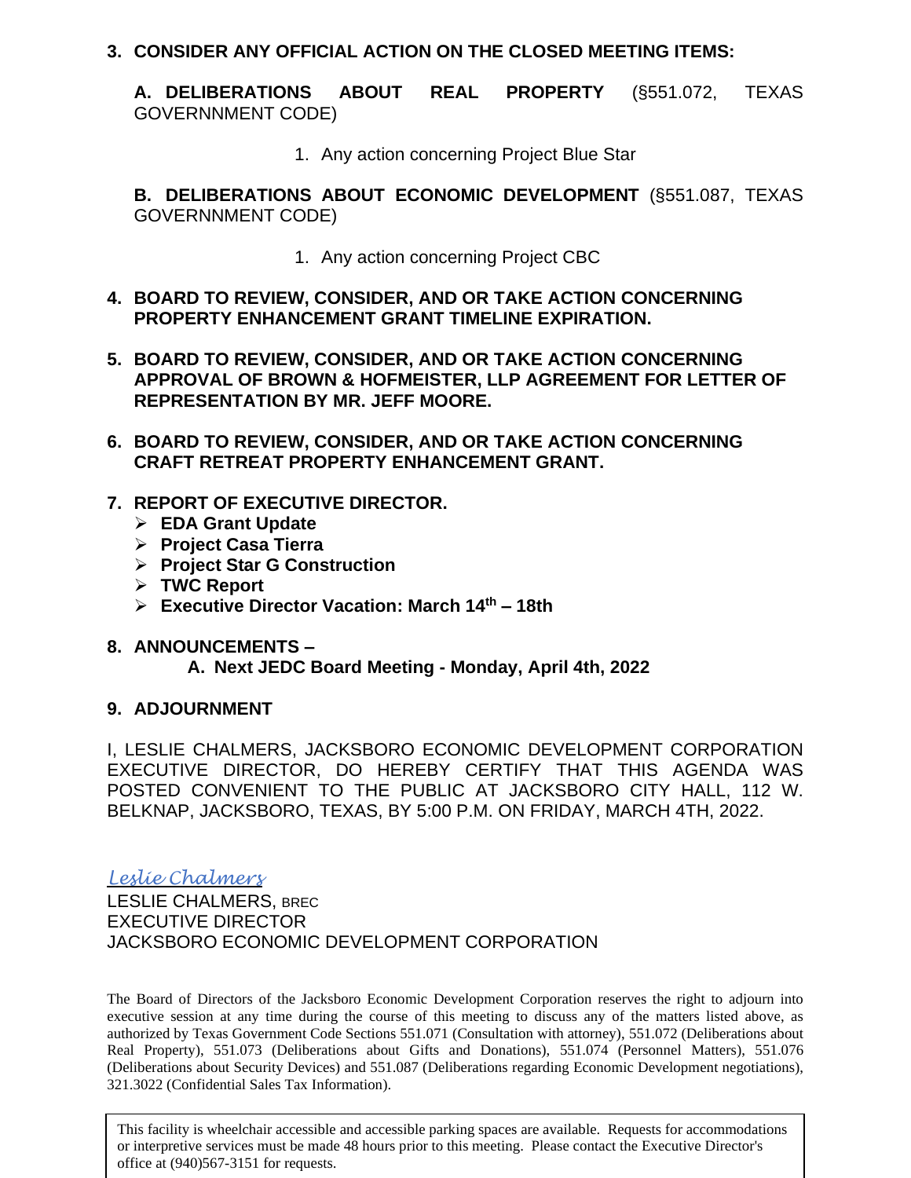**3. CONSIDER ANY OFFICIAL ACTION ON THE CLOSED MEETING ITEMS:**

**A. DELIBERATIONS ABOUT REAL PROPERTY** (§551.072, TEXAS GOVERNNMENT CODE)

1. Any action concerning Project Blue Star

**B. DELIBERATIONS ABOUT ECONOMIC DEVELOPMENT** (§551.087, TEXAS GOVERNNMENT CODE)

1. Any action concerning Project CBC

**4. BOARD TO REVIEW, CONSIDER, AND OR TAKE ACTION CONCERNING PROPERTY ENHANCEMENT GRANT TIMELINE EXPIRATION.**

**5. BOARD TO REVIEW, CONSIDER, AND OR TAKE ACTION CONCERNING APPROVAL OF BROWN & HOFMEISTER, LLP AGREEMENT FOR LETTER OF REPRESENTATION BY MR. JEFF MOORE.**

**6. BOARD TO REVIEW, CONSIDER, AND OR TAKE ACTION CONCERNING CRAFT RETREAT PROPERTY ENHANCEMENT GRANT.**

**7. REPORT OF EXECUTIVE DIRECTOR.**

- **EDA Grant Update**
- **Project Casa Tierra**
- **Project Star G Construction**
- **TWC Report**
- **Executive Director Vacation: March 14th – 18th**

**8. ANNOUNCEMENTS –**

**A. Next JEDC Board Meeting - Monday, April 4th, 2022**

**9. ADJOURNMENT**

I, LESLIE CHALMERS, JACKSBORO ECONOMIC DEVELOPMENT CORPORATION EXECUTIVE DIRECTOR, DO HEREBY CERTIFY THAT THIS AGENDA WAS POSTED CONVENIENT TO THE PUBLIC AT JACKSBORO CITY HALL, 112 W. BELKNAP, JACKSBORO, TEXAS, BY 5:00 P.M. ON FRIDAY, MARCH 4TH, 2022.

*Leslie Chalmers*

LESLIE CHALMERS, BREC
EXECUTIVE DIRECTOR
JACKSBORO ECONOMIC DEVELOPMENT CORPORATION

The Board of Directors of the Jacksboro Economic Development Corporation reserves the right to adjourn into executive session at any time during the course of this meeting to discuss any of the matters listed above, as authorized by Texas Government Code Sections 551.071 (Consultation with attorney), 551.072 (Deliberations about Real Property), 551.073 (Deliberations about Gifts and Donations), 551.074 (Personnel Matters), 551.076 (Deliberations about Security Devices) and 551.087 (Deliberations regarding Economic Development negotiations), 321.3022 (Confidential Sales Tax Information).

This facility is wheelchair accessible and accessible parking spaces are available. Requests for accommodations or interpretive services must be made 48 hours prior to this meeting. Please contact the Executive Director's office at (940)567-3151 for requests.